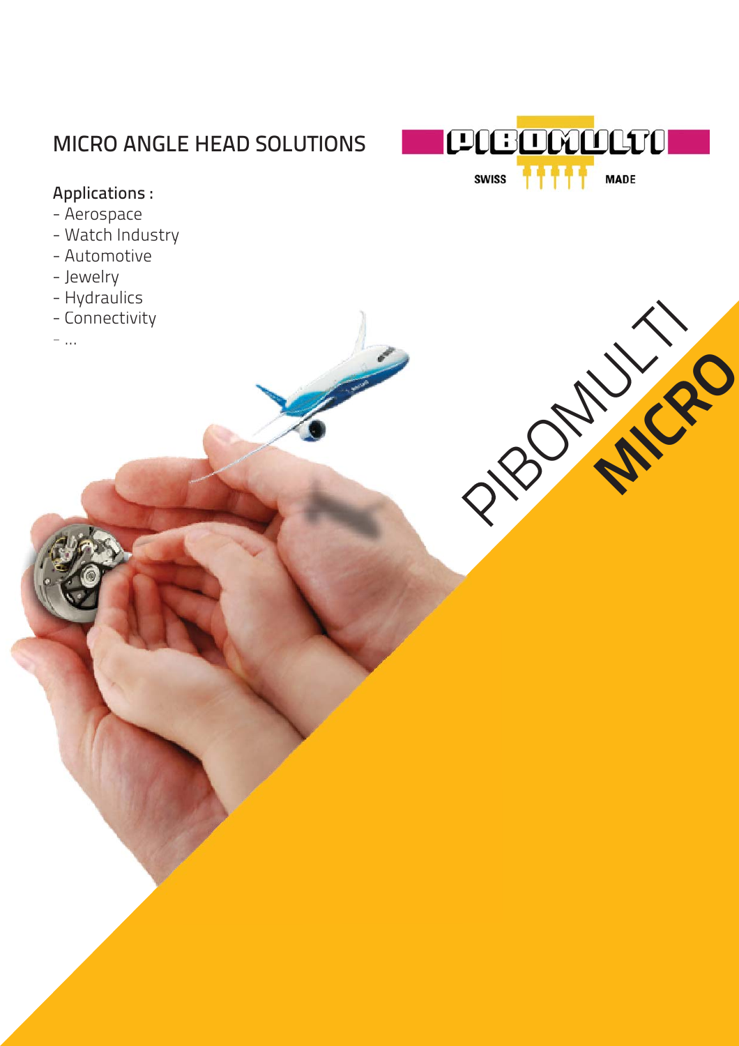# MICRO ANGLE HEAD SOLUTIONS

PIBOMULTI

SWISS MADE

**Applications :**

- Aerospace
- Watch Industry
- Automotive
- Jewelry
- Hydraulics
- Connectivity
- ...

PIBOMULTI **MICRO**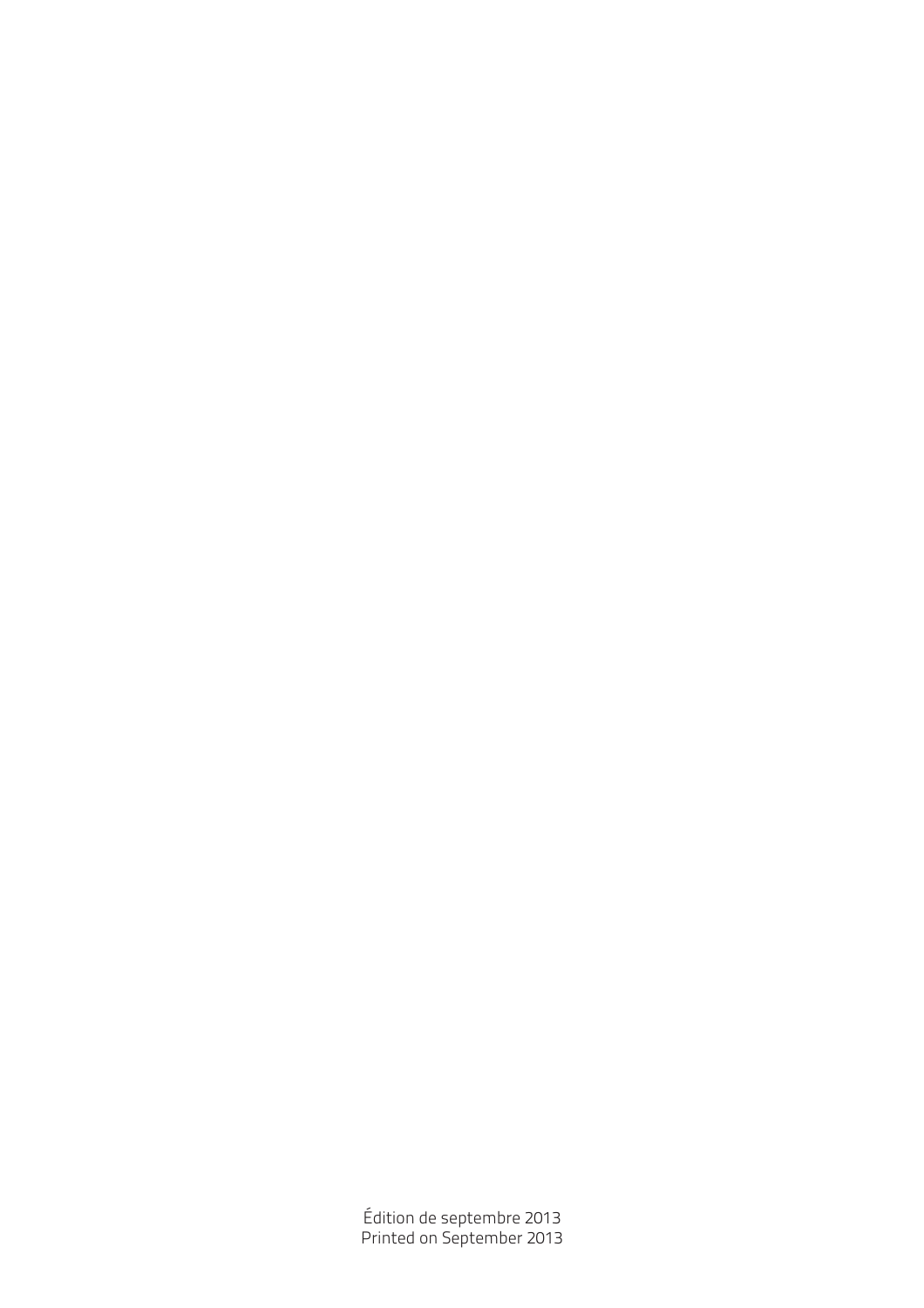Édition de septembre 2013
Printed on September 2013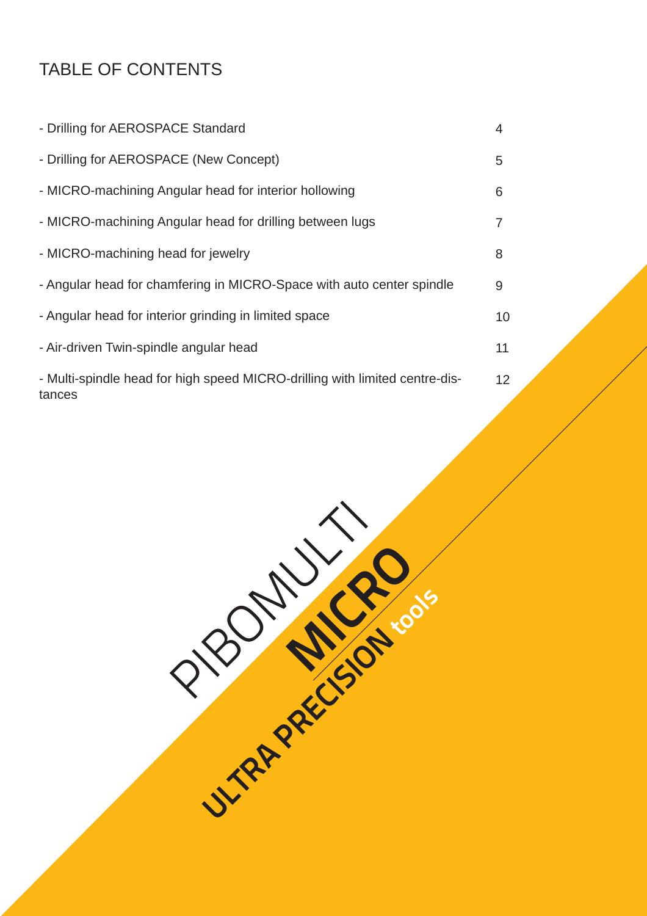# TABLE OF CONTENTS

| | |
|---|---|
| - Drilling for AEROSPACE Standard | 4 |
| - Drilling for AEROSPACE (New Concept) | 5 |
| - MICRO-machining Angular head for interior hollowing | 6 |
| - MICRO-machining Angular head for drilling between lugs | 7 |
| - MICRO-machining head for jewelry | 8 |
| - Angular head for chamfering in MICRO-Space with auto center spindle | 9 |
| - Angular head for interior grinding in limited space | 10 |
| - Air-driven Twin-spindle angular head | 11 |
| - Multi-spindle head for high speed MICRO-drilling with limited centre-distances | 12 |

PIBOMULTI

**MICRO**

**ULTRA PRECISION tools**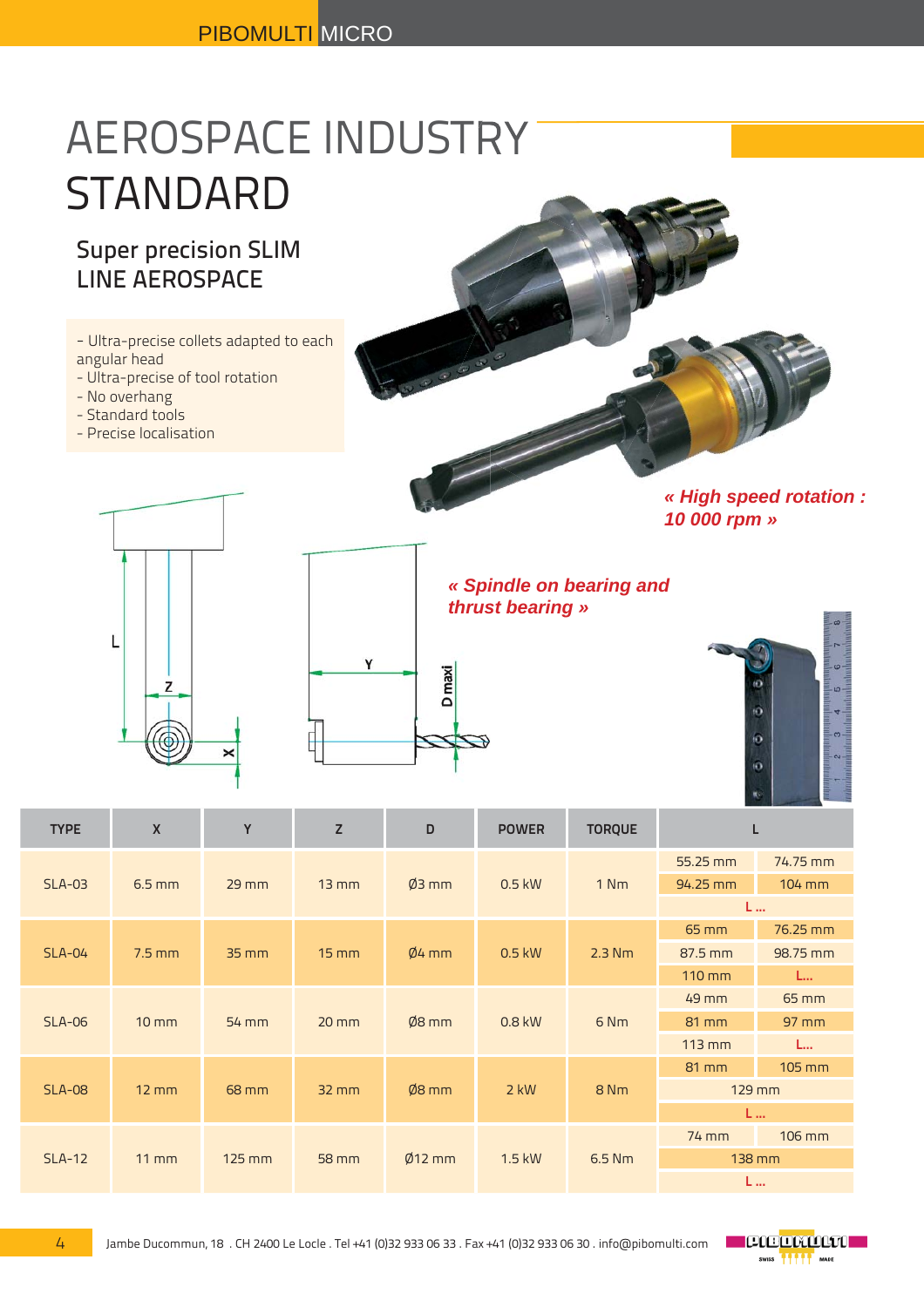# AEROSPACE INDUSTRY STANDARD

## Super precision SLIM LINE AEROSPACE

- Ultra-precise collets adapted to each angular head
- Ultra-precise of tool rotation
- No overhang
- Standard tools
- Precise localisation

*« High speed rotation : 10 000 rpm »*

*« Spindle on bearing and thrust bearing »*

| TYPE | X | Y | Z | D | POWER | TORQUE | L | |
|---|---|---|---|---|---|---|---|---|
| SLA-03 | 6.5 mm | 29 mm | 13 mm | Ø3 mm | 0.5 kW | 1 Nm | 55.25 mm | 74.75 mm |
| | | | | | | | 94.25 mm | 104 mm |
| | | | | | | | L ... | |
| SLA-04 | 7.5 mm | 35 mm | 15 mm | Ø4 mm | 0.5 kW | 2.3 Nm | 65 mm | 76.25 mm |
| | | | | | | | 87.5 mm | 98.75 mm |
| | | | | | | | 110 mm | L... |
| SLA-06 | 10 mm | 54 mm | 20 mm | Ø8 mm | 0.8 kW | 6 Nm | 49 mm | 65 mm |
| | | | | | | | 81 mm | 97 mm |
| | | | | | | | 113 mm | L... |
| SLA-08 | 12 mm | 68 mm | 32 mm | Ø8 mm | 2 kW | 8 Nm | 81 mm | 105 mm |
| | | | | | | | 129 mm | |
| | | | | | | | L ... | |
| SLA-12 | 11 mm | 125 mm | 58 mm | Ø12 mm | 1.5 kW | 6.5 Nm | 74 mm | 106 mm |
| | | | | | | | 138 mm | |
| | | | | | | | L ... | |

Jambe Ducommun, 18 . CH 2400 Le Locle . Tel +41 (0)32 933 06 33 . Fax +41 (0)32 933 06 30 . info@pibomulti.com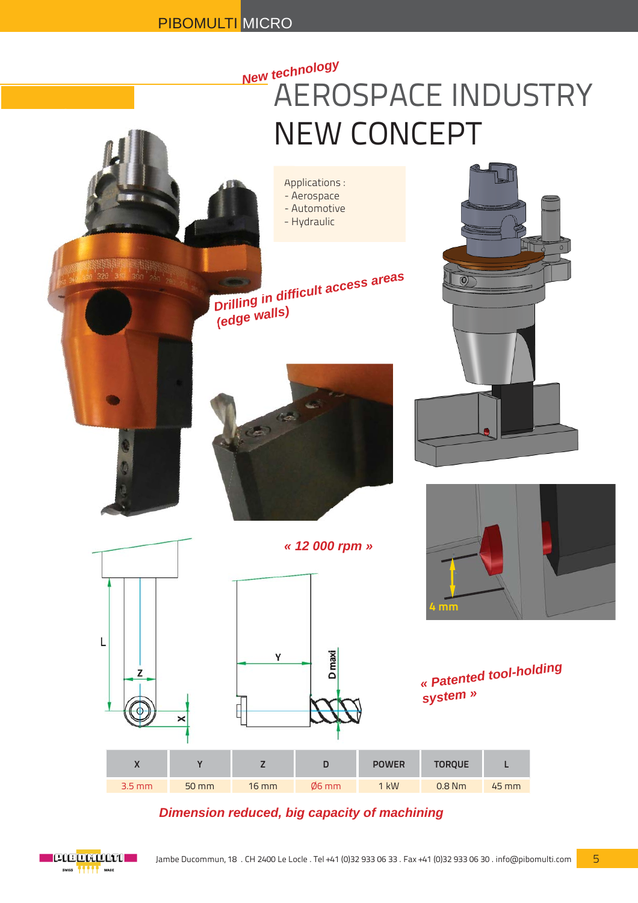*New technology*

# AEROSPACE INDUSTRY
# NEW CONCEPT

Applications :
- Aerospace
- Automotive
- Hydraulic

*Drilling in difficult access areas (edge walls)*

*« 12 000 rpm »*

4 mm

*« Patented tool-holding system »*

| X | Y | Z | D | POWER | TORQUE | L |
|---|---|---|---|---|---|---|
| 3.5 mm | 50 mm | 16 mm | Ø6 mm | 1 kW | 0.8 Nm | 45 mm |

***Dimension reduced, big capacity of machining***

Jambe Ducommun, 18 . CH 2400 Le Locle . Tel +41 (0)32 933 06 33 . Fax +41 (0)32 933 06 30 . info@pibomulti.com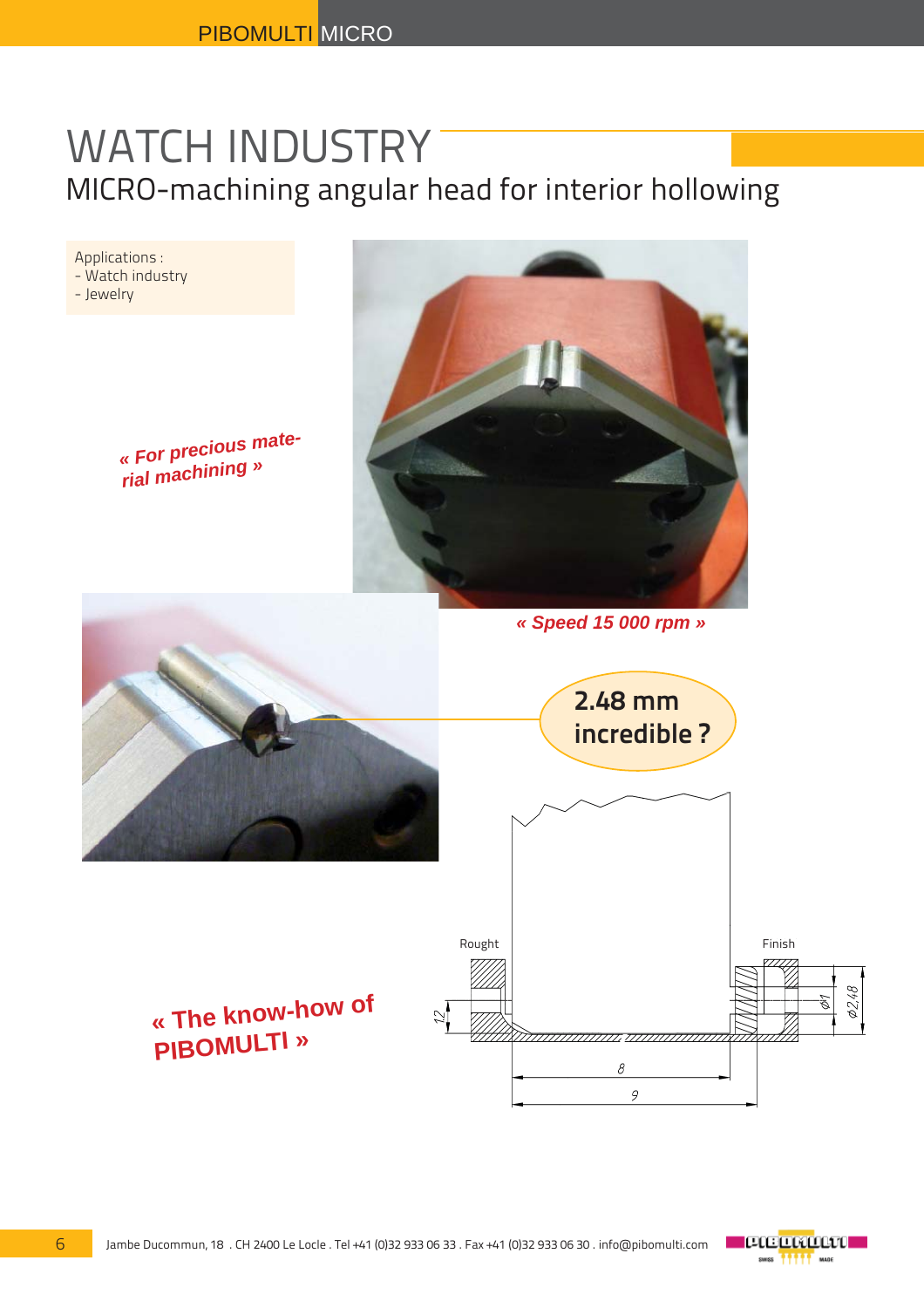# WATCH INDUSTRY

## MICRO-machining angular head for interior hollowing

Applications :
- Watch industry
- Jewelry

*« For precious material machining »*

*« Speed 15 000 rpm »*

**2.48 mm incredible ?**

Rought

Finish

1.2

Ø1

Ø2.48

8

9

*« The know-how of PIBOMULTI »*

Jambe Ducommun, 18 . CH 2400 Le Locle . Tel +41 (0)32 933 06 33 . Fax +41 (0)32 933 06 30 . info@pibomulti.com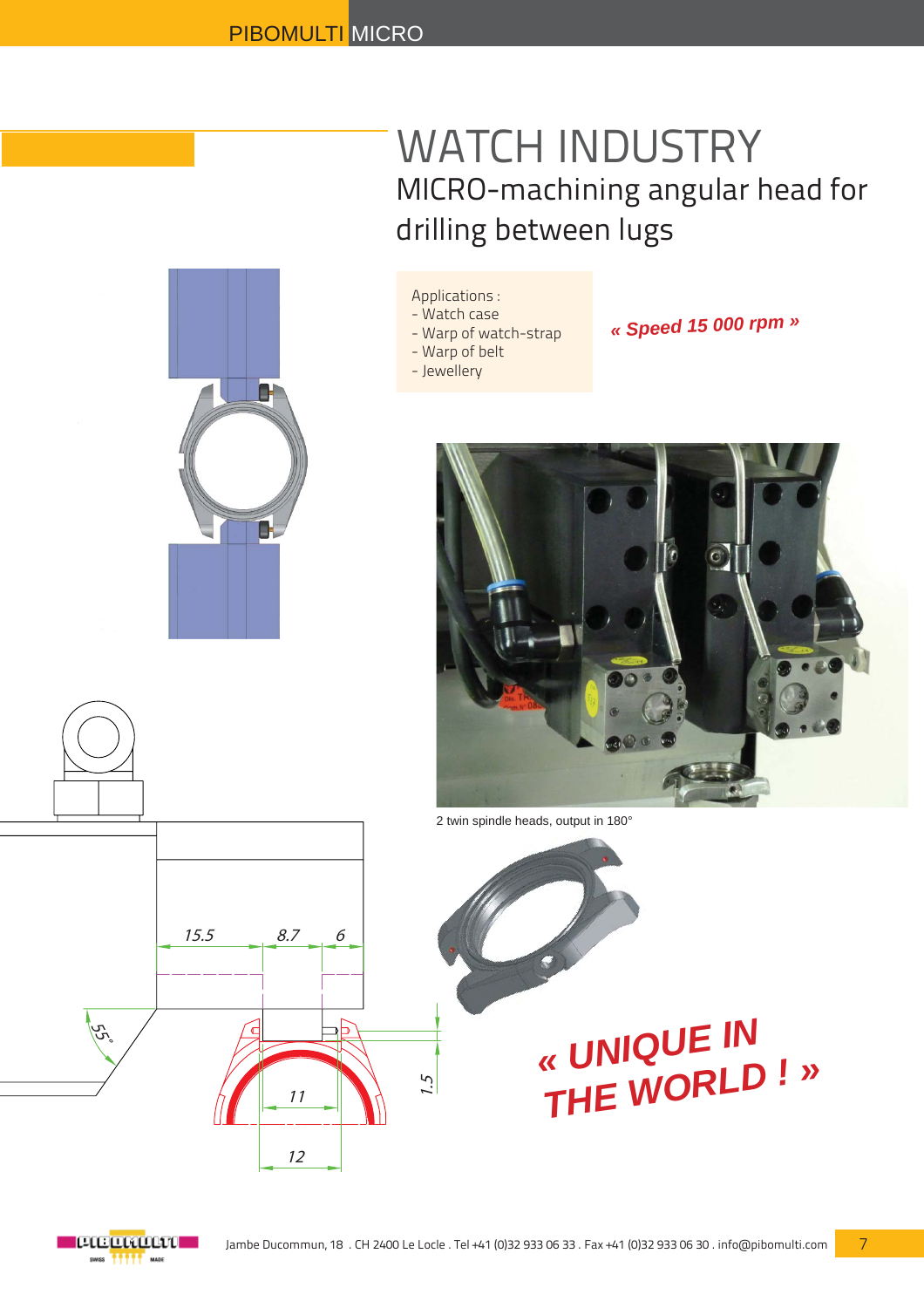# WATCH INDUSTRY

## MICRO-machining angular head for drilling between lugs

Applications :
- Watch case
- Warp of watch-strap
- Warp of belt
- Jewellery

***« Speed 15 000 rpm »***

2 twin spindle heads, output in 180°

***« UNIQUE IN THE WORLD ! »***

Jambe Ducommun, 18 . CH 2400 Le Locle . Tel +41 (0)32 933 06 33 . Fax +41 (0)32 933 06 30 . info@pibomulti.com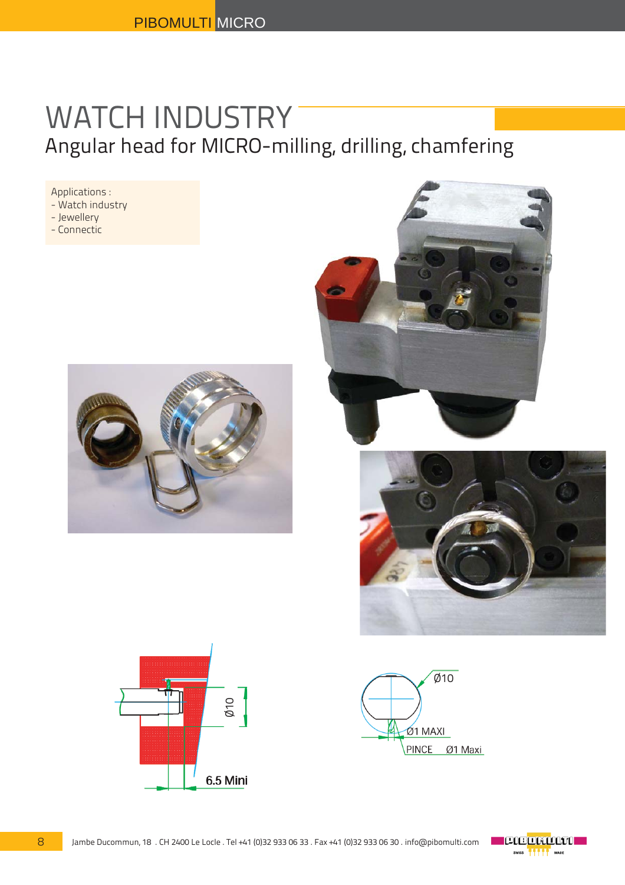# WATCH INDUSTRY

## Angular head for MICRO-milling, drilling, chamfering

Applications :
- Watch industry
- Jewellery
- Connectic

Ø10

6.5 Mini

Ø10

Ø1 MAXI

PINCE Ø1 Maxi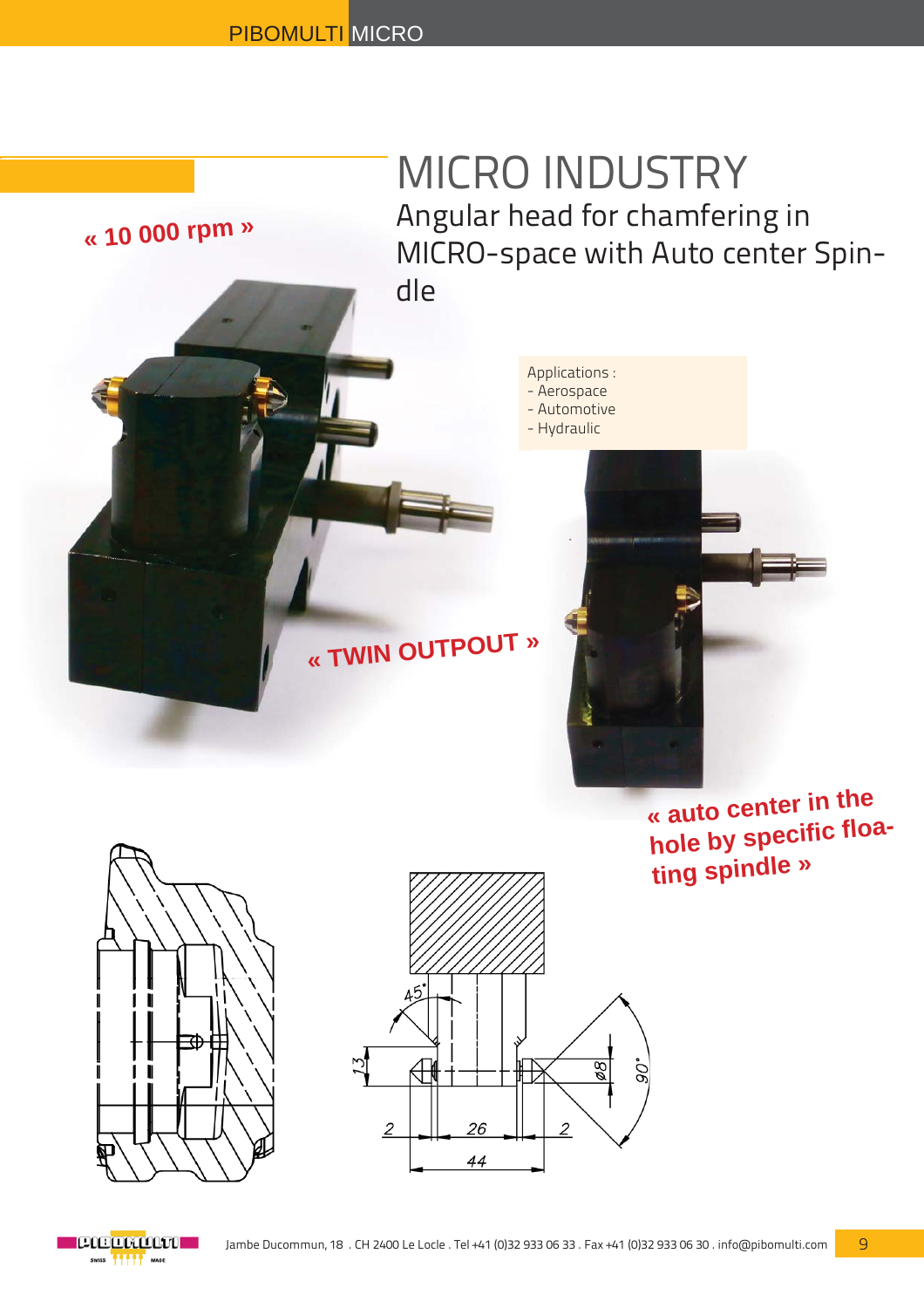# MICRO INDUSTRY

## Angular head for chamfering in MICRO-space with Auto center Spindle

**« 10 000 rpm »**

Applications :
- Aerospace
- Automotive
- Hydraulic

**« TWIN OUTPOUT »**

**« auto center in the hole by specific floating spindle »**

45°

13

Ø8

90°

2

26

2

44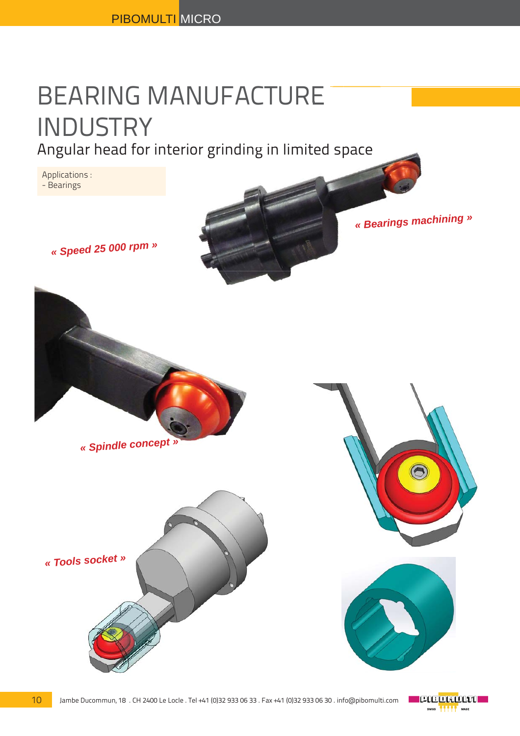# BEARING MANUFACTURE INDUSTRY

## Angular head for interior grinding in limited space

Applications :
- Bearings

*« Speed 25 000 rpm »*

*« Bearings machining »*

*« Spindle concept »*

*« Tools socket »*

Jambe Ducommun, 18 . CH 2400 Le Locle . Tel +41 (0)32 933 06 33 . Fax +41 (0)32 933 06 30 . info@pibomulti.com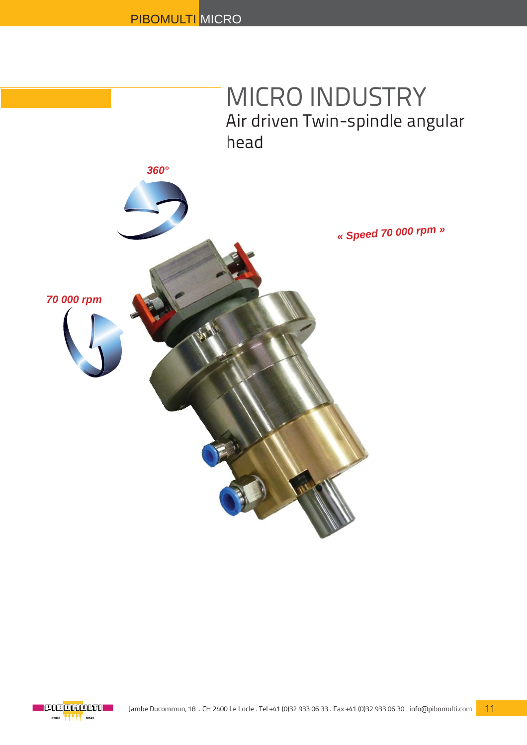# MICRO INDUSTRY

## Air driven Twin-spindle angular head

*360°*

*« Speed 70 000 rpm »*

*70 000 rpm*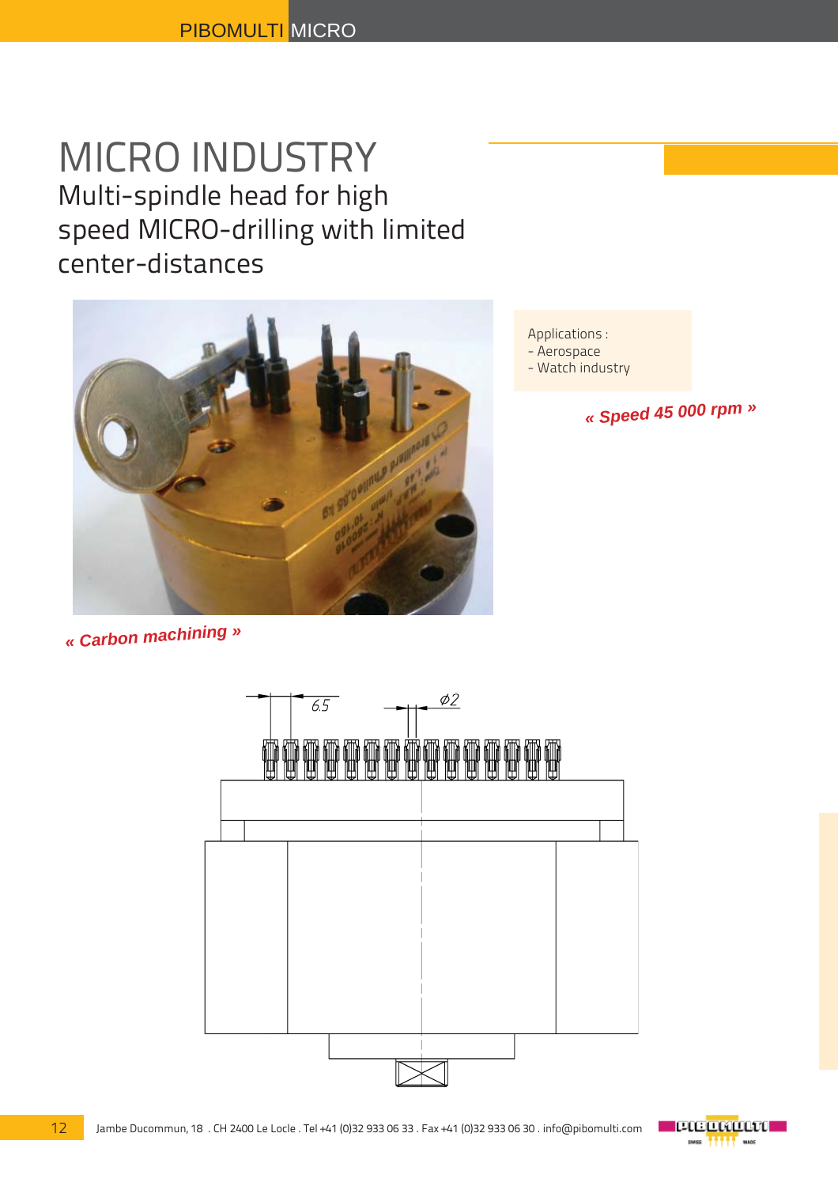# MICRO INDUSTRY

## Multi-spindle head for high speed MICRO-drilling with limited center-distances

Applications :
- Aerospace
- Watch industry

*« Speed 45 000 rpm »*

*« Carbon machining »*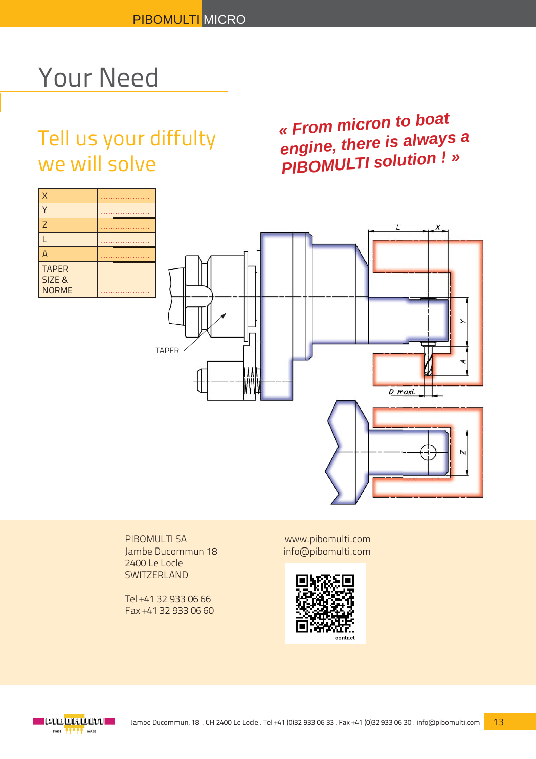# Your Need

## Tell us your diffulty we will solve

*« From micron to boat engine, there is always a PIBOMULTI solution ! »*

| | |
|---|---|
| X | .................... |
| Y | .................... |
| Z | .................... |
| L | .................... |
| A | .................... |
| TAPER SIZE & NORME | .................... |

TAPER

L

X

Y

A

D maxi.

Z

PIBOMULTI SA
Jambe Ducommun 18
2400 Le Locle
SWITZERLAND

Tel +41 32 933 06 66
Fax +41 32 933 06 60

www.pibomulti.com
info@pibomulti.com

contact